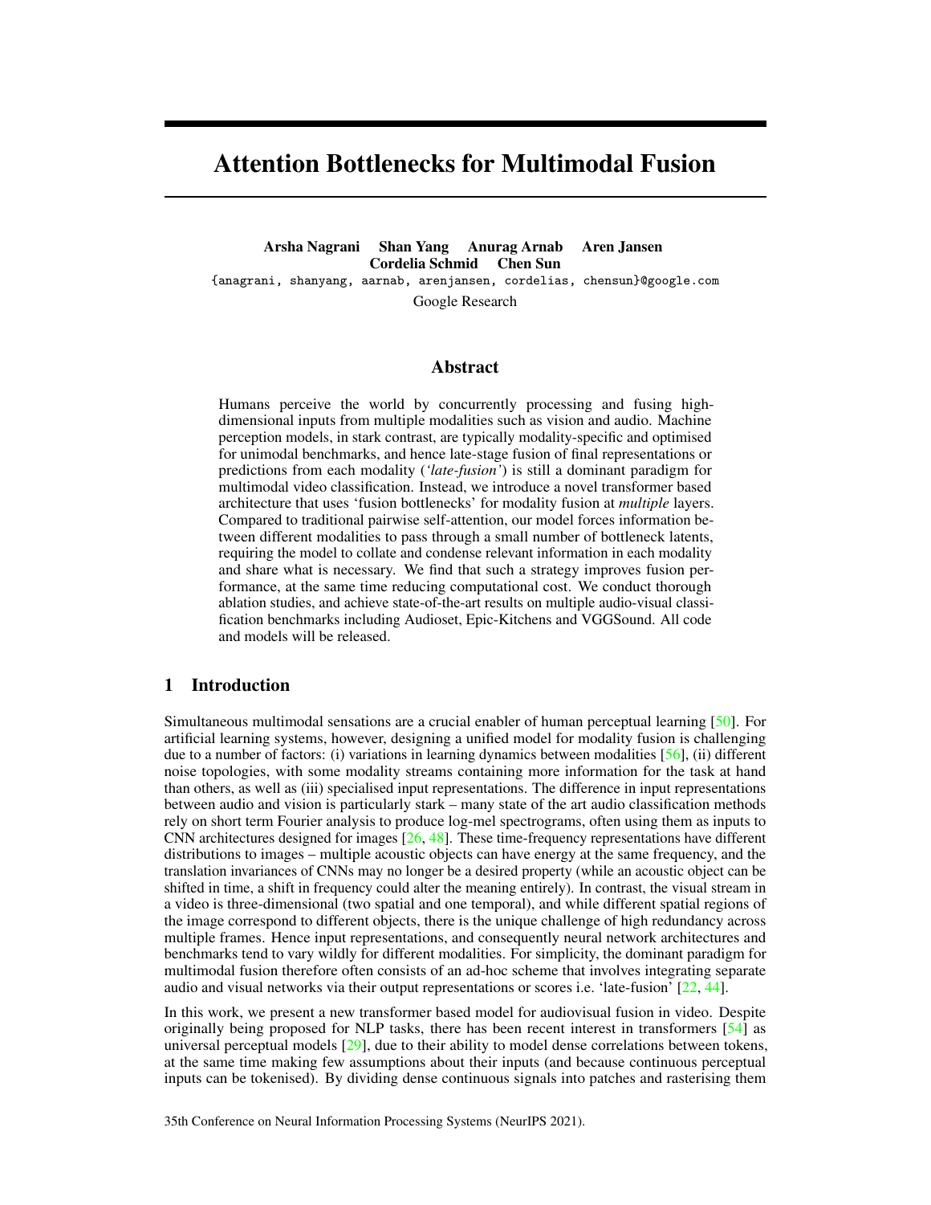# Attention Bottlenecks for Multimodal Fusion

**Arsha Nagrani Shan Yang Anurag Arnab Aren Jansen Cordelia Schmid Chen Sun**

{anagrani, shanyang, aarnab, arenjansen, cordelias, chensun}@google.com

Google Research

## Abstract

Humans perceive the world by concurrently processing and fusing high-dimensional inputs from multiple modalities such as vision and audio. Machine perception models, in stark contrast, are typically modality-specific and optimised for unimodal benchmarks, and hence late-stage fusion of final representations or predictions from each modality (*'late-fusion'*) is still a dominant paradigm for multimodal video classification. Instead, we introduce a novel transformer based architecture that uses 'fusion bottlenecks' for modality fusion at *multiple* layers. Compared to traditional pairwise self-attention, our model forces information between different modalities to pass through a small number of bottleneck latents, requiring the model to collate and condense relevant information in each modality and share what is necessary. We find that such a strategy improves fusion performance, at the same time reducing computational cost. We conduct thorough ablation studies, and achieve state-of-the-art results on multiple audio-visual classification benchmarks including Audioset, Epic-Kitchens and VGGSound. All code and models will be released.

## 1 Introduction

Simultaneous multimodal sensations are a crucial enabler of human perceptual learning [50]. For artificial learning systems, however, designing a unified model for modality fusion is challenging due to a number of factors: (i) variations in learning dynamics between modalities [56], (ii) different noise topologies, with some modality streams containing more information for the task at hand than others, as well as (iii) specialised input representations. The difference in input representations between audio and vision is particularly stark – many state of the art audio classification methods rely on short term Fourier analysis to produce log-mel spectrograms, often using them as inputs to CNN architectures designed for images [26, 48]. These time-frequency representations have different distributions to images – multiple acoustic objects can have energy at the same frequency, and the translation invariances of CNNs may no longer be a desired property (while an acoustic object can be shifted in time, a shift in frequency could alter the meaning entirely). In contrast, the visual stream in a video is three-dimensional (two spatial and one temporal), and while different spatial regions of the image correspond to different objects, there is the unique challenge of high redundancy across multiple frames. Hence input representations, and consequently neural network architectures and benchmarks tend to vary wildly for different modalities. For simplicity, the dominant paradigm for multimodal fusion therefore often consists of an ad-hoc scheme that involves integrating separate audio and visual networks via their output representations or scores i.e. 'late-fusion' [22, 44].

In this work, we present a new transformer based model for audiovisual fusion in video. Despite originally being proposed for NLP tasks, there has been recent interest in transformers [54] as universal perceptual models [29], due to their ability to model dense correlations between tokens, at the same time making few assumptions about their inputs (and because continuous perceptual inputs can be tokenised). By dividing dense continuous signals into patches and rasterising them

35th Conference on Neural Information Processing Systems (NeurIPS 2021).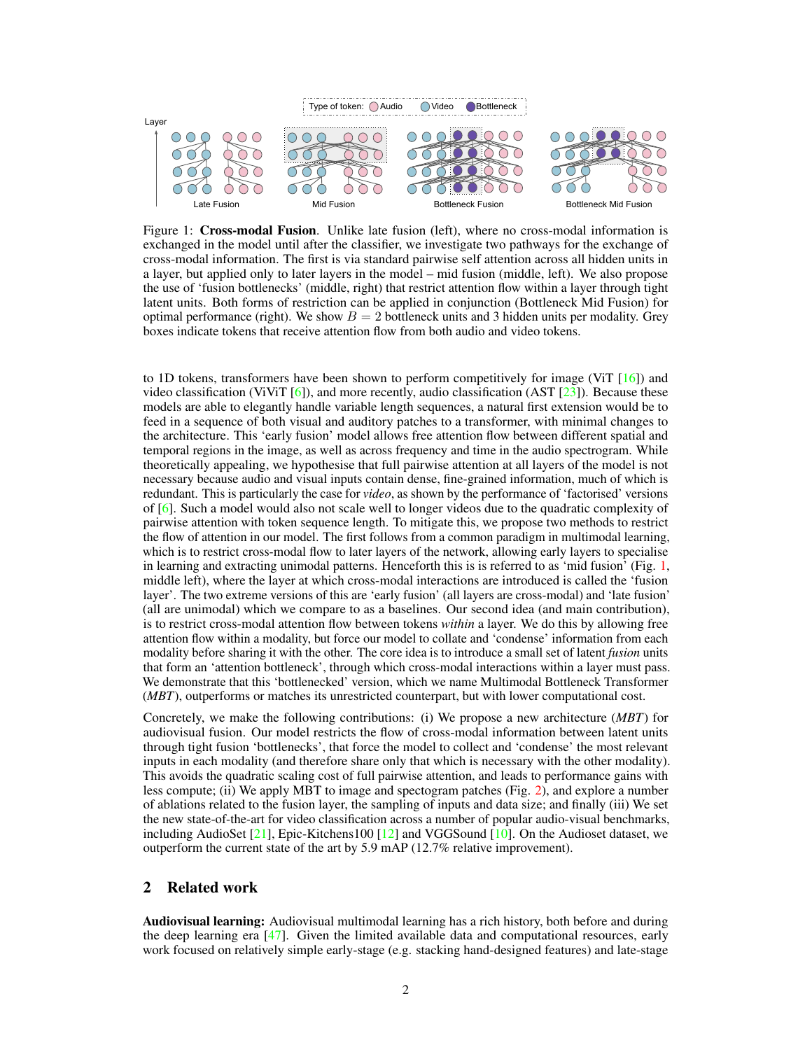Type of token: Audio Video Bottleneck

Layer

Late Fusion

Mid Fusion

Bottleneck Fusion

Bottleneck Mid Fusion

Figure 1: **Cross-modal Fusion**. Unlike late fusion (left), where no cross-modal information is exchanged in the model until after the classifier, we investigate two pathways for the exchange of cross-modal information. The first is via standard pairwise self attention across all hidden units in a layer, but applied only to later layers in the model – mid fusion (middle, left). We also propose the use of 'fusion bottlenecks' (middle, right) that restrict attention flow within a layer through tight latent units. Both forms of restriction can be applied in conjunction (Bottleneck Mid Fusion) for optimal performance (right). We show $B = 2$ bottleneck units and 3 hidden units per modality. Grey boxes indicate tokens that receive attention flow from both audio and video tokens.

to 1D tokens, transformers have been shown to perform competitively for image (ViT [16]) and video classification (ViViT [6]), and more recently, audio classification (AST [23]). Because these models are able to elegantly handle variable length sequences, a natural first extension would be to feed in a sequence of both visual and auditory patches to a transformer, with minimal changes to the architecture. This 'early fusion' model allows free attention flow between different spatial and temporal regions in the image, as well as across frequency and time in the audio spectrogram. While theoretically appealing, we hypothesise that full pairwise attention at all layers of the model is not necessary because audio and visual inputs contain dense, fine-grained information, much of which is redundant. This is particularly the case for *video*, as shown by the performance of 'factorised' versions of [6]. Such a model would also not scale well to longer videos due to the quadratic complexity of pairwise attention with token sequence length. To mitigate this, we propose two methods to restrict the flow of attention in our model. The first follows from a common paradigm in multimodal learning, which is to restrict cross-modal flow to later layers of the network, allowing early layers to specialise in learning and extracting unimodal patterns. Henceforth this is is referred to as 'mid fusion' (Fig. 1, middle left), where the layer at which cross-modal interactions are introduced is called the 'fusion layer'. The two extreme versions of this are 'early fusion' (all layers are cross-modal) and 'late fusion' (all are unimodal) which we compare to as a baselines. Our second idea (and main contribution), is to restrict cross-modal attention flow between tokens *within* a layer. We do this by allowing free attention flow within a modality, but force our model to collate and 'condense' information from each modality before sharing it with the other. The core idea is to introduce a small set of latent *fusion* units that form an 'attention bottleneck', through which cross-modal interactions within a layer must pass. We demonstrate that this 'bottlenecked' version, which we name Multimodal Bottleneck Transformer (*MBT*), outperforms or matches its unrestricted counterpart, but with lower computational cost.

Concretely, we make the following contributions: (i) We propose a new architecture (*MBT*) for audiovisual fusion. Our model restricts the flow of cross-modal information between latent units through tight fusion 'bottlenecks', that force the model to collect and 'condense' the most relevant inputs in each modality (and therefore share only that which is necessary with the other modality). This avoids the quadratic scaling cost of full pairwise attention, and leads to performance gains with less compute; (ii) We apply MBT to image and spectogram patches (Fig. 2), and explore a number of ablations related to the fusion layer, the sampling of inputs and data size; and finally (iii) We set the new state-of-the-art for video classification across a number of popular audio-visual benchmarks, including AudioSet [21], Epic-Kitchens100 [12] and VGGSound [10]. On the Audioset dataset, we outperform the current state of the art by 5.9 mAP (12.7% relative improvement).

## 2 Related work

**Audiovisual learning:** Audiovisual multimodal learning has a rich history, both before and during the deep learning era [47]. Given the limited available data and computational resources, early work focused on relatively simple early-stage (e.g. stacking hand-designed features) and late-stage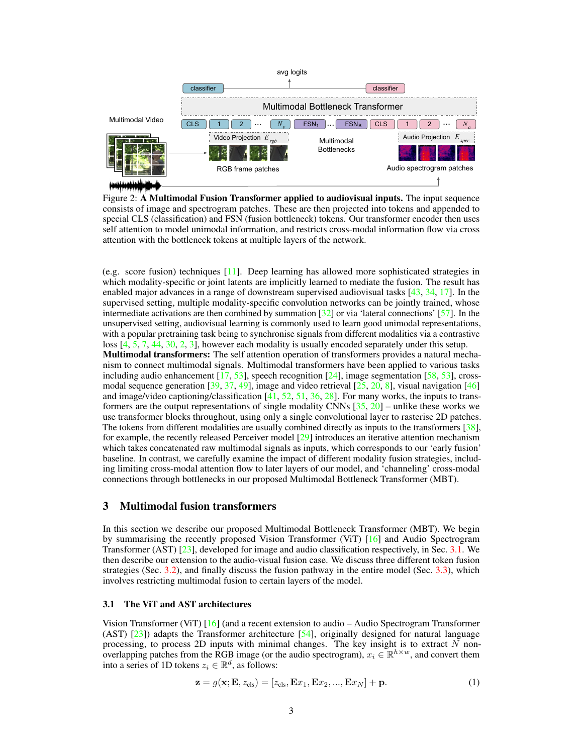avg logits

classifier

classifier

Multimodal Bottleneck Transformer

CLS 1 2 ... $N_v$ FSN$_1$ ... FSN$_B$ CLS 1 2 ... $N_a$

Multimodal Video

Video Projection $E_{rgb}$

Multimodal Bottlenecks

Audio Projection $E_{spec}$

RGB frame patches

Audio spectrogram patches

Figure 2: **A Multimodal Fusion Transformer applied to audiovisual inputs.** The input sequence consists of image and spectrogram patches. These are then projected into tokens and appended to special CLS (classification) and FSN (fusion bottleneck) tokens. Our transformer encoder then uses self attention to model unimodal information, and restricts cross-modal information flow via cross attention with the bottleneck tokens at multiple layers of the network.

(e.g. score fusion) techniques [11]. Deep learning has allowed more sophisticated strategies in which modality-specific or joint latents are implicitly learned to mediate the fusion. The result has enabled major advances in a range of downstream supervised audiovisual tasks [43, 34, 17]. In the supervised setting, multiple modality-specific convolution networks can be jointly trained, whose intermediate activations are then combined by summation [32] or via 'lateral connections' [57]. In the unsupervised setting, audiovisual learning is commonly used to learn good unimodal representations, with a popular pretraining task being to synchronise signals from different modalities via a contrastive loss [4, 5, 7, 44, 30, 2, 3], however each modality is usually encoded separately under this setup.

**Multimodal transformers:** The self attention operation of transformers provides a natural mechanism to connect multimodal signals. Multimodal transformers have been applied to various tasks including audio enhancement [17, 53], speech recognition [24], image segmentation [58, 53], cross-modal sequence generation [39, 37, 49], image and video retrieval [25, 20, 8], visual navigation [46] and image/video captioning/classification [41, 52, 51, 36, 28]. For many works, the inputs to transformers are the output representations of single modality CNNs [35, 20] – unlike these works we use transformer blocks throughout, using only a single convolutional layer to rasterise 2D patches. The tokens from different modalities are usually combined directly as inputs to the transformers [38], for example, the recently released Perceiver model [29] introduces an iterative attention mechanism which takes concatenated raw multimodal signals as inputs, which corresponds to our 'early fusion' baseline. In contrast, we carefully examine the impact of different modality fusion strategies, including limiting cross-modal attention flow to later layers of our model, and 'channeling' cross-modal connections through bottlenecks in our proposed Multimodal Bottleneck Transformer (MBT).

# 3 Multimodal fusion transformers

In this section we describe our proposed Multimodal Bottleneck Transformer (MBT). We begin by summarising the recently proposed Vision Transformer (ViT) [16] and Audio Spectrogram Transformer (AST) [23], developed for image and audio classification respectively, in Sec. 3.1. We then describe our extension to the audio-visual fusion case. We discuss three different token fusion strategies (Sec. 3.2), and finally discuss the fusion pathway in the entire model (Sec. 3.3), which involves restricting multimodal fusion to certain layers of the model.

## 3.1 The ViT and AST architectures

Vision Transformer (ViT) [16] (and a recent extension to audio – Audio Spectrogram Transformer (AST) [23]) adapts the Transformer architecture [54], originally designed for natural language processing, to process 2D inputs with minimal changes. The key insight is to extract $N$ non-overlapping patches from the RGB image (or the audio spectrogram), $x_i \in \mathbb{R}^{h \times w}$, and convert them into a series of 1D tokens $z_i \in \mathbb{R}^d$, as follows:

$$\mathbf{z} = g(\mathbf{x}; \mathbf{E}, z_{\text{cls}}) = [z_{\text{cls}}, \mathbf{E}x_1, \mathbf{E}x_2, ..., \mathbf{E}x_N] + \mathbf{p}. \tag{1}$$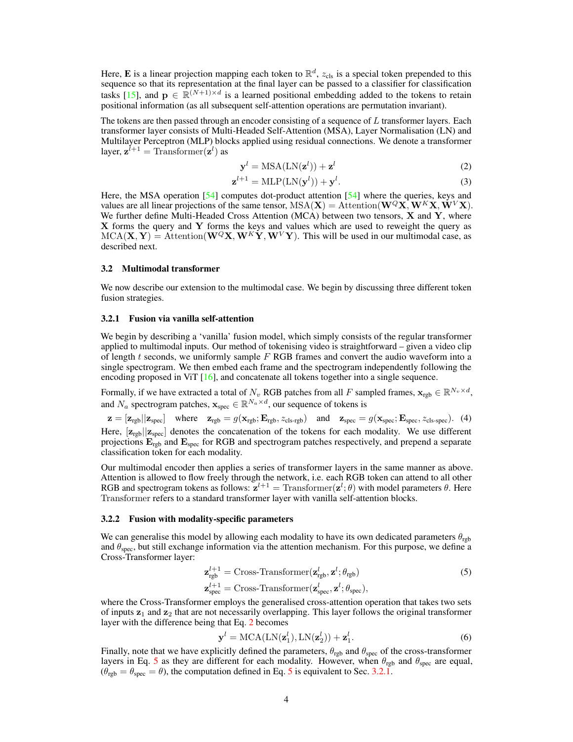Here, $\mathbf{E}$ is a linear projection mapping each token to $\mathbb{R}^d$, $z_{\text{cls}}$ is a special token prepended to this sequence so that its representation at the final layer can be passed to a classifier for classification tasks [15], and $\mathbf{p} \in \mathbb{R}^{(N+1)\times d}$ is a learned positional embedding added to the tokens to retain positional information (as all subsequent self-attention operations are permutation invariant).

The tokens are then passed through an encoder consisting of a sequence of $L$ transformer layers. Each transformer layer consists of Multi-Headed Self-Attention (MSA), Layer Normalisation (LN) and Multilayer Perceptron (MLP) blocks applied using residual connections. We denote a transformer layer, $\mathbf{z}^{l+1} = \text{Transformer}(\mathbf{z}^l)$ as

$$\mathbf{y}^l = \text{MSA}(\text{LN}(\mathbf{z}^l)) + \mathbf{z}^l \tag{2}$$

$$\mathbf{z}^{l+1} = \text{MLP}(\text{LN}(\mathbf{y}^l)) + \mathbf{y}^l. \tag{3}$$

Here, the MSA operation [54] computes dot-product attention [54] where the queries, keys and values are all linear projections of the same tensor, $\text{MSA}(\mathbf{X}) = \text{Attention}(\mathbf{W}^Q\mathbf{X}, \mathbf{W}^K\mathbf{X}, \mathbf{W}^V\mathbf{X})$. We further define Multi-Headed Cross Attention (MCA) between two tensors, $\mathbf{X}$ and $\mathbf{Y}$, where $\mathbf{X}$ forms the query and $\mathbf{Y}$ forms the keys and values which are used to reweight the query as $\text{MCA}(\mathbf{X}, \mathbf{Y}) = \text{Attention}(\mathbf{W}^Q\mathbf{X}, \mathbf{W}^K\mathbf{Y}, \mathbf{W}^V\mathbf{Y})$. This will be used in our multimodal case, as described next.

### 3.2 Multimodal transformer

We now describe our extension to the multimodal case. We begin by discussing three different token fusion strategies.

#### 3.2.1 Fusion via vanilla self-attention

We begin by describing a 'vanilla' fusion model, which simply consists of the regular transformer applied to multimodal inputs. Our method of tokenising video is straightforward – given a video clip of length $t$ seconds, we uniformly sample $F$ RGB frames and convert the audio waveform into a single spectrogram. We then embed each frame and the spectrogram independently following the encoding proposed in ViT [16], and concatenate all tokens together into a single sequence.

Formally, if we have extracted a total of $N_v$ RGB patches from all $F$ sampled frames, $\mathbf{x}_{\text{rgb}} \in \mathbb{R}^{N_v \times d}$, and $N_a$ spectrogram patches, $\mathbf{x}_{\text{spec}} \in \mathbb{R}^{N_a \times d}$, our sequence of tokens is

$$\mathbf{z} = [\mathbf{z}_{\text{rgb}} || \mathbf{z}_{\text{spec}}] \quad \text{where} \quad \mathbf{z}_{\text{rgb}} = g(\mathbf{x}_{\text{rgb}}; \mathbf{E}_{\text{rgb}}, z_{\text{cls-rgb}}) \quad \text{and} \quad \mathbf{z}_{\text{spec}} = g(\mathbf{x}_{\text{spec}}; \mathbf{E}_{\text{spec}}, z_{\text{cls-spec}}). \tag{4}$$

Here, $[\mathbf{z}_{\text{rgb}} || \mathbf{z}_{\text{spec}}]$ denotes the concatenation of the tokens for each modality. We use different projections $\mathbf{E}_{\text{rgb}}$ and $\mathbf{E}_{\text{spec}}$ for RGB and spectrogram patches respectively, and prepend a separate classification token for each modality.

Our multimodal encoder then applies a series of transformer layers in the same manner as above. Attention is allowed to flow freely through the network, i.e. each RGB token can attend to all other RGB and spectrogram tokens as follows: $\mathbf{z}^{l+1} = \text{Transformer}(\mathbf{z}^l; \theta)$ with model parameters $\theta$. Here $\text{Transformer}$ refers to a standard transformer layer with vanilla self-attention blocks.

#### 3.2.2 Fusion with modality-specific parameters

We can generalise this model by allowing each modality to have its own dedicated parameters $\theta_{\text{rgb}}$ and $\theta_{\text{spec}}$, but still exchange information via the attention mechanism. For this purpose, we define a Cross-Transformer layer:

$$\begin{aligned} \mathbf{z}_{\text{rgb}}^{l+1} &= \text{Cross-Transformer}(\mathbf{z}_{\text{rgb}}^l, \mathbf{z}^l; \theta_{\text{rgb}}) \\ \mathbf{z}_{\text{spec}}^{l+1} &= \text{Cross-Transformer}(\mathbf{z}_{\text{spec}}^l, \mathbf{z}^l; \theta_{\text{spec}}), \end{aligned} \tag{5}$$

where the Cross-Transformer employs the generalised cross-attention operation that takes two sets of inputs $\mathbf{z}_1$ and $\mathbf{z}_2$ that are not necessarily overlapping. This layer follows the original transformer layer with the difference being that Eq. 2 becomes

$$\mathbf{y}^l = \text{MCA}(\text{LN}(\mathbf{z}_1^l), \text{LN}(\mathbf{z}_2^l)) + \mathbf{z}_1^l. \tag{6}$$

Finally, note that we have explicitly defined the parameters, $\theta_{\text{rgb}}$ and $\theta_{\text{spec}}$ of the cross-transformer layers in Eq. 5 as they are different for each modality. However, when $\theta_{\text{rgb}}$ and $\theta_{\text{spec}}$ are equal, ($\theta_{\text{rgb}} = \theta_{\text{spec}} = \theta$), the computation defined in Eq. 5 is equivalent to Sec. 3.2.1.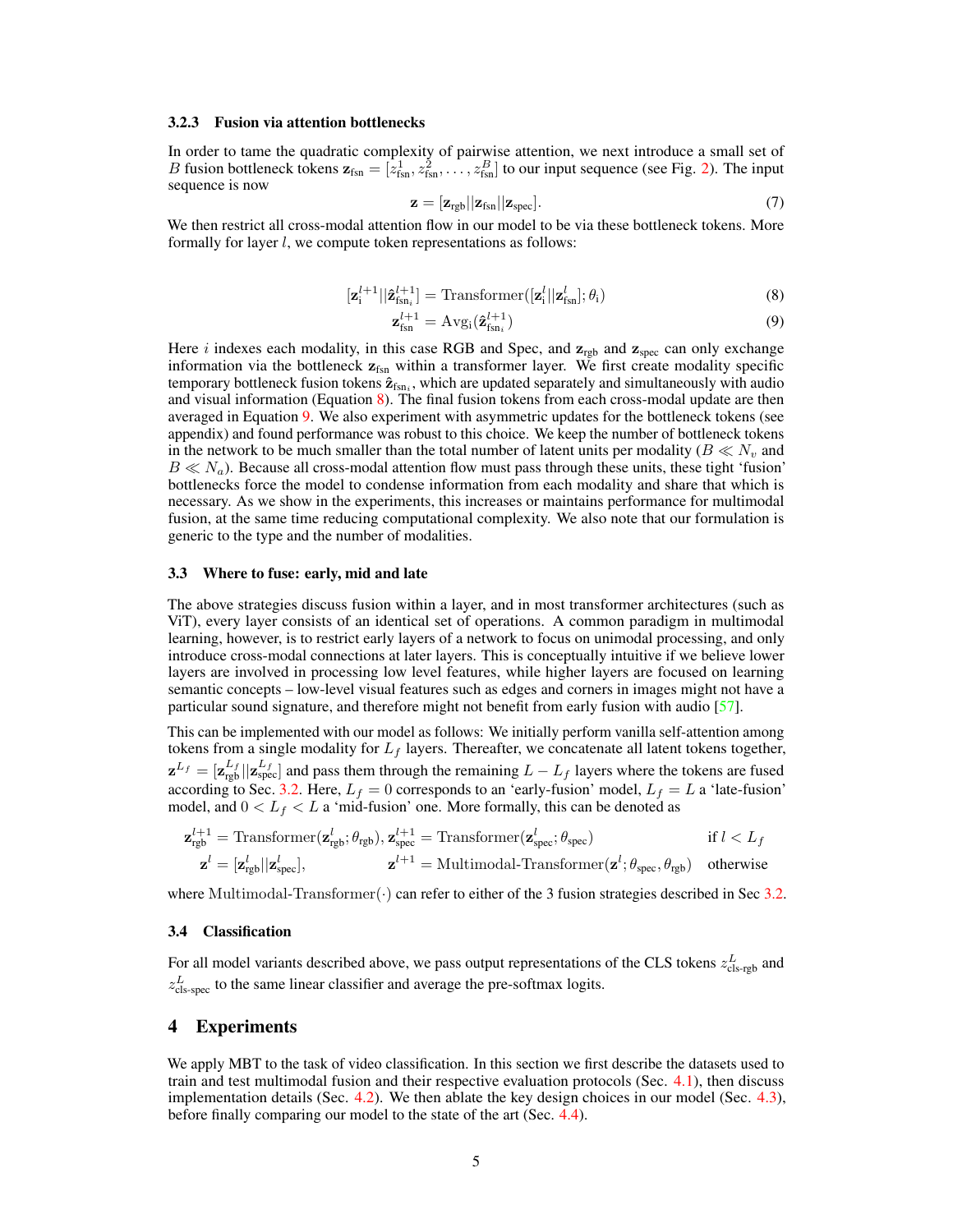#### 3.2.3 Fusion via attention bottlenecks

In order to tame the quadratic complexity of pairwise attention, we next introduce a small set of $B$ fusion bottleneck tokens $\mathbf{z}_{\text{fsn}} = [z^1_{\text{fsn}}, z^2_{\text{fsn}}, \ldots, z^B_{\text{fsn}}]$ to our input sequence (see Fig. 2). The input sequence is now

$$\mathbf{z} = [\mathbf{z}_{\text{rgb}} || \mathbf{z}_{\text{fsn}} || \mathbf{z}_{\text{spec}}]. \tag{7}$$

We then restrict all cross-modal attention flow in our model to be via these bottleneck tokens. More formally for layer $l$, we compute token representations as follows:

$$[\mathbf{z}^{l+1}_{\text{i}} || \hat{\mathbf{z}}^{l+1}_{\text{fsn}_i}] = \text{Transformer}([\mathbf{z}^{l}_{\text{i}} || \mathbf{z}^{l}_{\text{fsn}}]; \theta_{\text{i}}) \tag{8}$$

$$\mathbf{z}^{l+1}_{\text{fsn}} = \text{Avg}_{\text{i}}(\hat{\mathbf{z}}^{l+1}_{\text{fsn}_i}) \tag{9}$$

Here $i$ indexes each modality, in this case RGB and Spec, and $\mathbf{z}_{\text{rgb}}$ and $\mathbf{z}_{\text{spec}}$ can only exchange information via the bottleneck $\mathbf{z}_{\text{fsn}}$ within a transformer layer. We first create modality specific temporary bottleneck fusion tokens $\hat{\mathbf{z}}_{\text{fsn}_i}$, which are updated separately and simultaneously with audio and visual information (Equation 8). The final fusion tokens from each cross-modal update are then averaged in Equation 9. We also experiment with asymmetric updates for the bottleneck tokens (see appendix) and found performance was robust to this choice. We keep the number of bottleneck tokens in the network to be much smaller than the total number of latent units per modality ($B \ll N_v$ and $B \ll N_a$). Because all cross-modal attention flow must pass through these units, these tight 'fusion' bottlenecks force the model to condense information from each modality and share that which is necessary. As we show in the experiments, this increases or maintains performance for multimodal fusion, at the same time reducing computational complexity. We also note that our formulation is generic to the type and the number of modalities.

### 3.3 Where to fuse: early, mid and late

The above strategies discuss fusion within a layer, and in most transformer architectures (such as ViT), every layer consists of an identical set of operations. A common paradigm in multimodal learning, however, is to restrict early layers of a network to focus on unimodal processing, and only introduce cross-modal connections at later layers. This is conceptually intuitive if we believe lower layers are involved in processing low level features, while higher layers are focused on learning semantic concepts – low-level visual features such as edges and corners in images might not have a particular sound signature, and therefore might not benefit from early fusion with audio [57].

This can be implemented with our model as follows: We initially perform vanilla self-attention among tokens from a single modality for $L_f$ layers. Thereafter, we concatenate all latent tokens together, $\mathbf{z}^{L_f} = [\mathbf{z}^{L_f}_{\text{rgb}} || \mathbf{z}^{L_f}_{\text{spec}}]$ and pass them through the remaining $L - L_f$ layers where the tokens are fused according to Sec. 3.2. Here, $L_f = 0$ corresponds to an 'early-fusion' model, $L_f = L$ a 'late-fusion' model, and $0 < L_f < L$ a 'mid-fusion' one. More formally, this can be denoted as

$$\begin{aligned}
&\mathbf{z}^{l+1}_{\text{rgb}} = \text{Transformer}(\mathbf{z}^{l}_{\text{rgb}}; \theta_{\text{rgb}}), \mathbf{z}^{l+1}_{\text{spec}} = \text{Transformer}(\mathbf{z}^{l}_{\text{spec}}; \theta_{\text{spec}}) && \text{if } l < L_f \\
&\mathbf{z}^{l} = [\mathbf{z}^{l}_{\text{rgb}} || \mathbf{z}^{l}_{\text{spec}}], \quad \mathbf{z}^{l+1} = \text{Multimodal-Transformer}(\mathbf{z}^{l}; \theta_{\text{spec}}, \theta_{\text{rgb}}) && \text{otherwise}
\end{aligned}$$

where $\text{Multimodal-Transformer}(\cdot)$ can refer to either of the 3 fusion strategies described in Sec 3.2.

### 3.4 Classification

For all model variants described above, we pass output representations of the CLS tokens $z^L_{\text{cls-rgb}}$ and $z^L_{\text{cls-spec}}$ to the same linear classifier and average the pre-softmax logits.

## 4 Experiments

We apply MBT to the task of video classification. In this section we first describe the datasets used to train and test multimodal fusion and their respective evaluation protocols (Sec. 4.1), then discuss implementation details (Sec. 4.2). We then ablate the key design choices in our model (Sec. 4.3), before finally comparing our model to the state of the art (Sec. 4.4).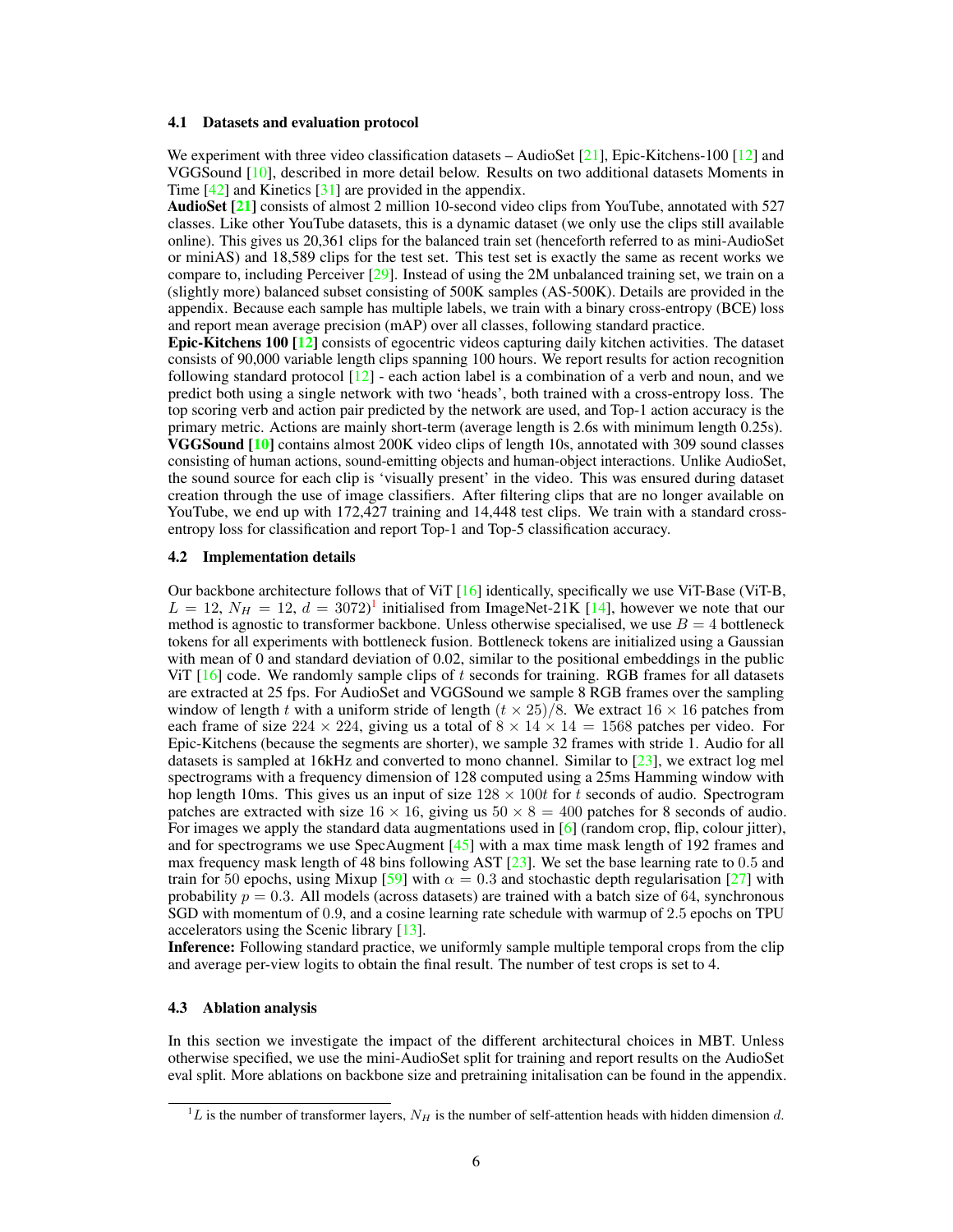### 4.1 Datasets and evaluation protocol

We experiment with three video classification datasets – AudioSet [21], Epic-Kitchens-100 [12] and VGGSound [10], described in more detail below. Results on two additional datasets Moments in Time [42] and Kinetics [31] are provided in the appendix.

**AudioSet [21]** consists of almost 2 million 10-second video clips from YouTube, annotated with 527 classes. Like other YouTube datasets, this is a dynamic dataset (we only use the clips still available online). This gives us 20,361 clips for the balanced train set (henceforth referred to as mini-AudioSet or miniAS) and 18,589 clips for the test set. This test set is exactly the same as recent works we compare to, including Perceiver [29]. Instead of using the 2M unbalanced training set, we train on a (slightly more) balanced subset consisting of 500K samples (AS-500K). Details are provided in the appendix. Because each sample has multiple labels, we train with a binary cross-entropy (BCE) loss and report mean average precision (mAP) over all classes, following standard practice.

**Epic-Kitchens 100 [12]** consists of egocentric videos capturing daily kitchen activities. The dataset consists of 90,000 variable length clips spanning 100 hours. We report results for action recognition following standard protocol [12] - each action label is a combination of a verb and noun, and we predict both using a single network with two 'heads', both trained with a cross-entropy loss. The top scoring verb and action pair predicted by the network are used, and Top-1 action accuracy is the primary metric. Actions are mainly short-term (average length is 2.6s with minimum length 0.25s).

**VGGSound [10]** contains almost 200K video clips of length 10s, annotated with 309 sound classes consisting of human actions, sound-emitting objects and human-object interactions. Unlike AudioSet, the sound source for each clip is 'visually present' in the video. This was ensured during dataset creation through the use of image classifiers. After filtering clips that are no longer available on YouTube, we end up with 172,427 training and 14,448 test clips. We train with a standard cross-entropy loss for classification and report Top-1 and Top-5 classification accuracy.

### 4.2 Implementation details

Our backbone architecture follows that of ViT [16] identically, specifically we use ViT-Base (ViT-B, $L = 12$, $N_H = 12$, $d = 3072$)[1] initialised from ImageNet-21K [14], however we note that our method is agnostic to transformer backbone. Unless otherwise specialised, we use $B = 4$ bottleneck tokens for all experiments with bottleneck fusion. Bottleneck tokens are initialized using a Gaussian with mean of 0 and standard deviation of 0.02, similar to the positional embeddings in the public ViT [16] code. We randomly sample clips of $t$ seconds for training. RGB frames for all datasets are extracted at 25 fps. For AudioSet and VGGSound we sample 8 RGB frames over the sampling window of length $t$ with a uniform stride of length $(t \times 25)/8$. We extract $16 \times 16$ patches from each frame of size $224 \times 224$, giving us a total of $8 \times 14 \times 14 = 1568$ patches per video. For Epic-Kitchens (because the segments are shorter), we sample 32 frames with stride 1. Audio for all datasets is sampled at 16kHz and converted to mono channel. Similar to [23], we extract log mel spectrograms with a frequency dimension of 128 computed using a 25ms Hamming window with hop length 10ms. This gives us an input of size $128 \times 100t$ for $t$ seconds of audio. Spectrogram patches are extracted with size $16 \times 16$, giving us $50 \times 8 = 400$ patches for 8 seconds of audio. For images we apply the standard data augmentations used in [6] (random crop, flip, colour jitter), and for spectrograms we use SpecAugment [45] with a max time mask length of 192 frames and max frequency mask length of 48 bins following AST [23]. We set the base learning rate to $0.5$ and train for 50 epochs, using Mixup [59] with $\alpha = 0.3$ and stochastic depth regularisation [27] with probability $p = 0.3$. All models (across datasets) are trained with a batch size of $64$, synchronous SGD with momentum of $0.9$, and a cosine learning rate schedule with warmup of $2.5$ epochs on TPU accelerators using the Scenic library [13].

**Inference:** Following standard practice, we uniformly sample multiple temporal crops from the clip and average per-view logits to obtain the final result. The number of test crops is set to 4.

### 4.3 Ablation analysis

In this section we investigate the impact of the different architectural choices in MBT. Unless otherwise specified, we use the mini-AudioSet split for training and report results on the AudioSet eval split. More ablations on backbone size and pretraining initalisation can be found in the appendix.

[1] $L$ is the number of transformer layers, $N_H$ is the number of self-attention heads with hidden dimension $d$.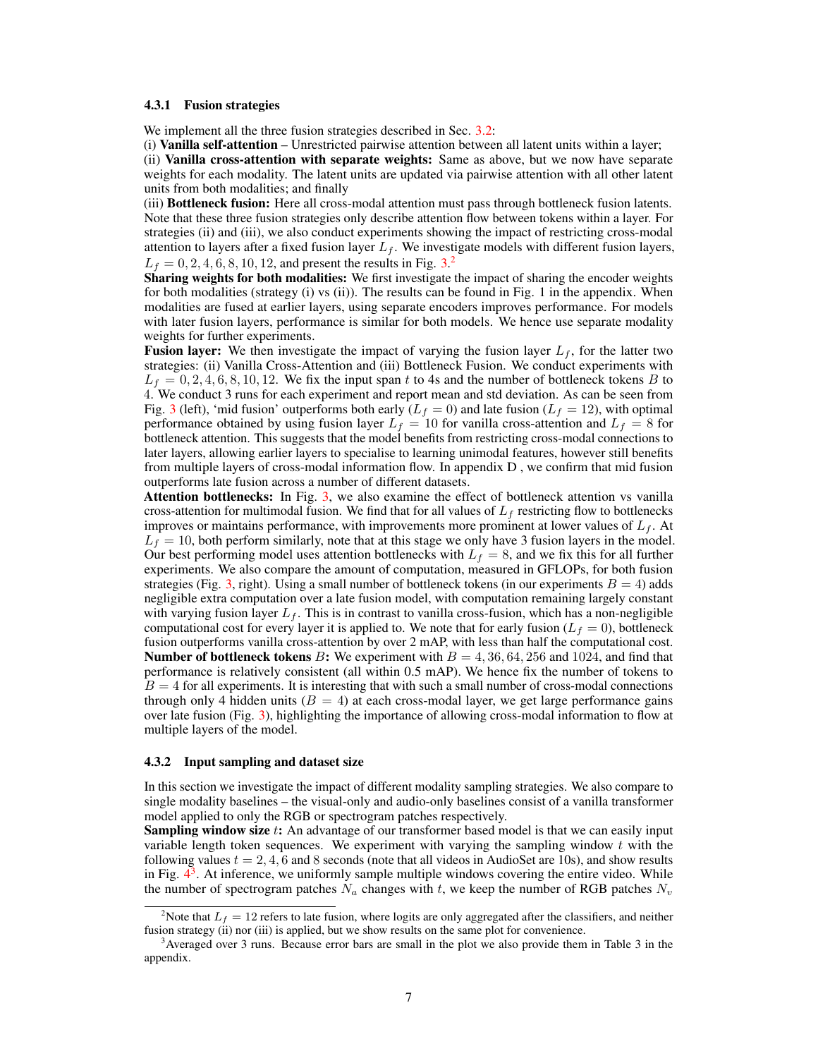#### 4.3.1 Fusion strategies

We implement all the three fusion strategies described in Sec. 3.2:

(i) **Vanilla self-attention** – Unrestricted pairwise attention between all latent units within a layer;

(ii) **Vanilla cross-attention with separate weights:** Same as above, but we now have separate weights for each modality. The latent units are updated via pairwise attention with all other latent units from both modalities; and finally

(iii) **Bottleneck fusion:** Here all cross-modal attention must pass through bottleneck fusion latents.

Note that these three fusion strategies only describe attention flow between tokens within a layer. For strategies (ii) and (iii), we also conduct experiments showing the impact of restricting cross-modal attention to layers after a fixed fusion layer $L_f$. We investigate models with different fusion layers, $L_f = 0, 2, 4, 6, 8, 10, 12$, and present the results in Fig. 3.[2]

**Sharing weights for both modalities:** We first investigate the impact of sharing the encoder weights for both modalities (strategy (i) vs (ii)). The results can be found in Fig. 1 in the appendix. When modalities are fused at earlier layers, using separate encoders improves performance. For models with later fusion layers, performance is similar for both models. We hence use separate modality weights for further experiments.

**Fusion layer:** We then investigate the impact of varying the fusion layer $L_f$, for the latter two strategies: (ii) Vanilla Cross-Attention and (iii) Bottleneck Fusion. We conduct experiments with $L_f = 0, 2, 4, 6, 8, 10, 12$. We fix the input span $t$ to 4s and the number of bottleneck tokens $B$ to 4. We conduct 3 runs for each experiment and report mean and std deviation. As can be seen from Fig. 3 (left), 'mid fusion' outperforms both early ($L_f = 0$) and late fusion ($L_f = 12$), with optimal performance obtained by using fusion layer $L_f = 10$ for vanilla cross-attention and $L_f = 8$ for bottleneck attention. This suggests that the model benefits from restricting cross-modal connections to later layers, allowing earlier layers to specialise to learning unimodal features, however still benefits from multiple layers of cross-modal information flow. In appendix D , we confirm that mid fusion outperforms late fusion across a number of different datasets.

**Attention bottlenecks:** In Fig. 3, we also examine the effect of bottleneck attention vs vanilla cross-attention for multimodal fusion. We find that for all values of $L_f$ restricting flow to bottlenecks improves or maintains performance, with improvements more prominent at lower values of $L_f$. At $L_f = 10$, both perform similarly, note that at this stage we only have 3 fusion layers in the model. Our best performing model uses attention bottlenecks with $L_f = 8$, and we fix this for all further experiments. We also compare the amount of computation, measured in GFLOPs, for both fusion strategies (Fig. 3, right). Using a small number of bottleneck tokens (in our experiments $B = 4$) adds negligible extra computation over a late fusion model, with computation remaining largely constant with varying fusion layer $L_f$. This is in contrast to vanilla cross-fusion, which has a non-negligible computational cost for every layer it is applied to. We note that for early fusion ($L_f = 0$), bottleneck fusion outperforms vanilla cross-attention by over 2 mAP, with less than half the computational cost.

**Number of bottleneck tokens $B$:** We experiment with $B = 4, 36, 64, 256$ and 1024, and find that performance is relatively consistent (all within 0.5 mAP). We hence fix the number of tokens to $B = 4$ for all experiments. It is interesting that with such a small number of cross-modal connections through only 4 hidden units ($B = 4$) at each cross-modal layer, we get large performance gains over late fusion (Fig. 3), highlighting the importance of allowing cross-modal information to flow at multiple layers of the model.

#### 4.3.2 Input sampling and dataset size

In this section we investigate the impact of different modality sampling strategies. We also compare to single modality baselines – the visual-only and audio-only baselines consist of a vanilla transformer model applied to only the RGB or spectrogram patches respectively.

**Sampling window size $t$:** An advantage of our transformer based model is that we can easily input variable length token sequences. We experiment with varying the sampling window $t$ with the following values $t = 2, 4, 6$ and 8 seconds (note that all videos in AudioSet are 10s), and show results in Fig. 4[3]. At inference, we uniformly sample multiple windows covering the entire video. While the number of spectrogram patches $N_a$ changes with $t$, we keep the number of RGB patches $N_v$

[2] Note that $L_f = 12$ refers to late fusion, where logits are only aggregated after the classifiers, and neither fusion strategy (ii) nor (iii) is applied, but we show results on the same plot for convenience.

[3] Averaged over 3 runs. Because error bars are small in the plot we also provide them in Table 3 in the appendix.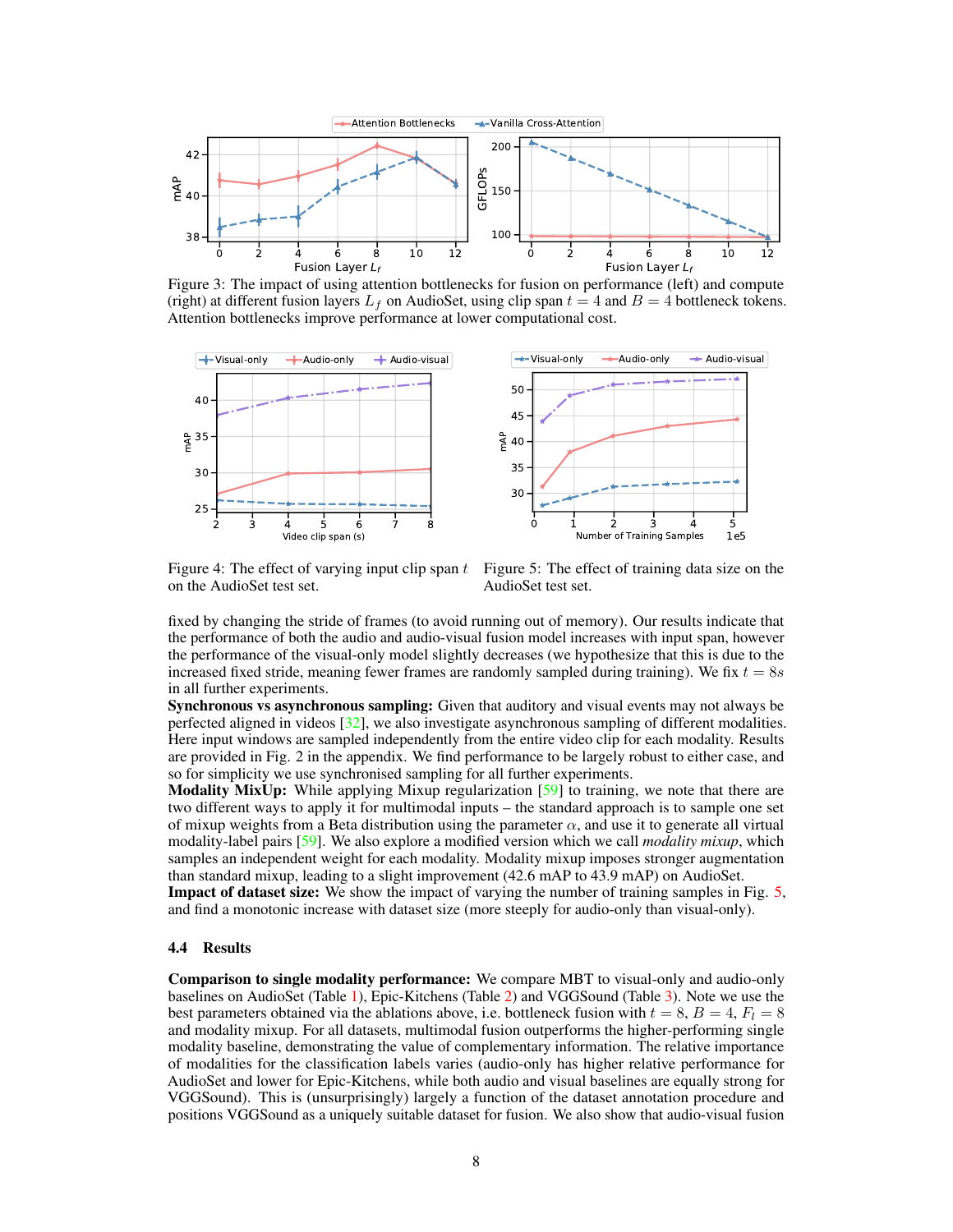Figure 3: The impact of using attention bottlenecks for fusion on performance (left) and compute (right) at different fusion layers $L_f$ on AudioSet, using clip span $t = 4$ and $B = 4$ bottleneck tokens. Attention bottlenecks improve performance at lower computational cost.

Figure 4: The effect of varying input clip span $t$ on the AudioSet test set.

Figure 5: The effect of training data size on the AudioSet test set.

fixed by changing the stride of frames (to avoid running out of memory). Our results indicate that the performance of both the audio and audio-visual fusion model increases with input span, however the performance of the visual-only model slightly decreases (we hypothesize that this is due to the increased fixed stride, meaning fewer frames are randomly sampled during training). We fix $t = 8s$ in all further experiments.

**Synchronous vs asynchronous sampling:** Given that auditory and visual events may not always be perfected aligned in videos [32], we also investigate asynchronous sampling of different modalities. Here input windows are sampled independently from the entire video clip for each modality. Results are provided in Fig. 2 in the appendix. We find performance to be largely robust to either case, and so for simplicity we use synchronised sampling for all further experiments.

**Modality MixUp:** While applying Mixup regularization [59] to training, we note that there are two different ways to apply it for multimodal inputs – the standard approach is to sample one set of mixup weights from a Beta distribution using the parameter $\alpha$, and use it to generate all virtual modality-label pairs [59]. We also explore a modified version which we call *modality mixup*, which samples an independent weight for each modality. Modality mixup imposes stronger augmentation than standard mixup, leading to a slight improvement (42.6 mAP to 43.9 mAP) on AudioSet.

**Impact of dataset size:** We show the impact of varying the number of training samples in Fig. 5, and find a monotonic increase with dataset size (more steeply for audio-only than visual-only).

### 4.4 Results

**Comparison to single modality performance:** We compare MBT to visual-only and audio-only baselines on AudioSet (Table 1), Epic-Kitchens (Table 2) and VGGSound (Table 3). Note we use the best parameters obtained via the ablations above, i.e. bottleneck fusion with $t = 8$, $B = 4$, $F_l = 8$ and modality mixup. For all datasets, multimodal fusion outperforms the higher-performing single modality baseline, demonstrating the value of complementary information. The relative importance of modalities for the classification labels varies (audio-only has higher relative performance for AudioSet and lower for Epic-Kitchens, while both audio and visual baselines are equally strong for VGGSound). This is (unsurprisingly) largely a function of the dataset annotation procedure and positions VGGSound as a uniquely suitable dataset for fusion. We also show that audio-visual fusion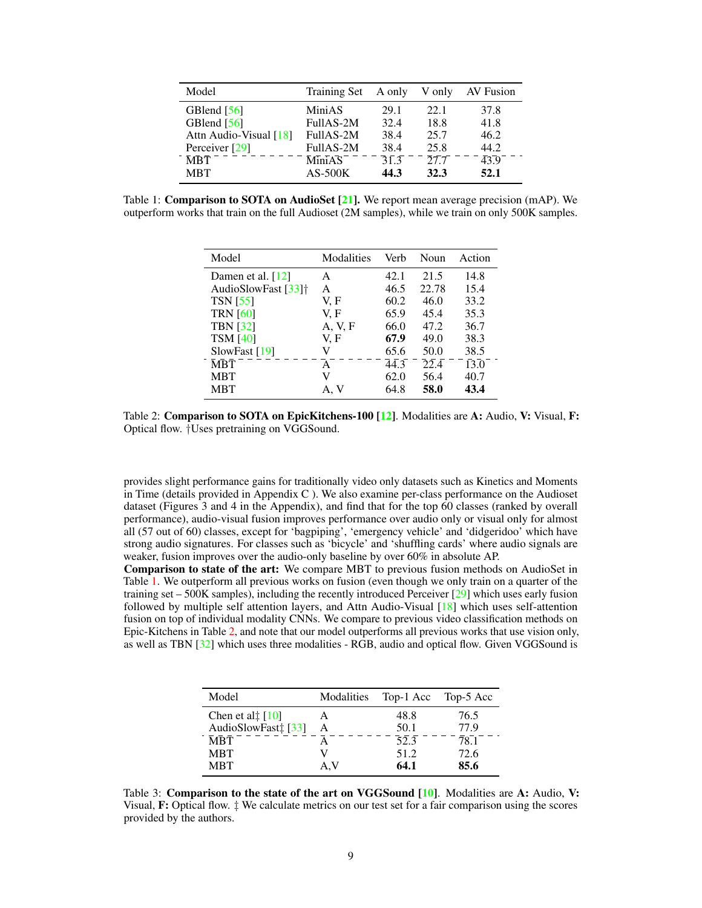| Model | Training Set | A only | V only | AV Fusion |
|---|---|---|---|---|
| GBlend [56] | MiniAS | 29.1 | 22.1 | 37.8 |
| GBlend [56] | FullAS-2M | 32.4 | 18.8 | 41.8 |
| Attn Audio-Visual [18] | FullAS-2M | 38.4 | 25.7 | 46.2 |
| Perceiver [29] | FullAS-2M | 38.4 | 25.8 | 44.2 |
| MBT | MiniAS | 31.3 | 27.7 | 43.9 |
| MBT | AS-500K | **44.3** | **32.3** | **52.1** |

Table 1: **Comparison to SOTA on AudioSet [21].** We report mean average precision (mAP). We outperform works that train on the full Audioset (2M samples), while we train on only 500K samples.

| Model | Modalities | Verb | Noun | Action |
|---|---|---|---|---|
| Damen et al. [12] | A | 42.1 | 21.5 | 14.8 |
| AudioSlowFast [33]† | A | 46.5 | 22.78 | 15.4 |
| TSN [55] | V, F | 60.2 | 46.0 | 33.2 |
| TRN [60] | V, F | 65.9 | 45.4 | 35.3 |
| TBN [32] | A, V, F | 66.0 | 47.2 | 36.7 |
| TSM [40] | V, F | **67.9** | 49.0 | 38.3 |
| SlowFast [19] | V | 65.6 | 50.0 | 38.5 |
| MBT | A | 44.3 | 22.4 | 13.0 |
| MBT | V | 62.0 | 56.4 | 40.7 |
| MBT | A, V | 64.8 | **58.0** | **43.4** |

Table 2: **Comparison to SOTA on EpicKitchens-100 [12]**. Modalities are **A:** Audio, **V:** Visual, **F:** Optical flow. †Uses pretraining on VGGSound.

provides slight performance gains for traditionally video only datasets such as Kinetics and Moments in Time (details provided in Appendix C ). We also examine per-class performance on the Audioset dataset (Figures 3 and 4 in the Appendix), and find that for the top 60 classes (ranked by overall performance), audio-visual fusion improves performance over audio only or visual only for almost all (57 out of 60) classes, except for 'bagpiping', 'emergency vehicle' and 'didgeridoo' which have strong audio signatures. For classes such as 'bicycle' and 'shuffling cards' where audio signals are weaker, fusion improves over the audio-only baseline by over 60% in absolute AP.

**Comparison to state of the art:** We compare MBT to previous fusion methods on AudioSet in Table 1. We outperform all previous works on fusion (even though we only train on a quarter of the training set – 500K samples), including the recently introduced Perceiver [29] which uses early fusion followed by multiple self attention layers, and Attn Audio-Visual [18] which uses self-attention fusion on top of individual modality CNNs. We compare to previous video classification methods on Epic-Kitchens in Table 2, and note that our model outperforms all previous works that use vision only, as well as TBN [32] which uses three modalities - RGB, audio and optical flow. Given VGGSound is

| Model | Modalities | Top-1 Acc | Top-5 Acc |
|---|---|---|---|
| Chen et al‡ [10] | A | 48.8 | 76.5 |
| AudioSlowFast‡ [33] | A | 50.1 | 77.9 |
| MBT | A | 52.3 | 78.1 |
| MBT | V | 51.2 | 72.6 |
| MBT | A,V | **64.1** | **85.6** |

Table 3: **Comparison to the state of the art on VGGSound [10]**. Modalities are **A:** Audio, **V:** Visual, **F:** Optical flow. ‡ We calculate metrics on our test set for a fair comparison using the scores provided by the authors.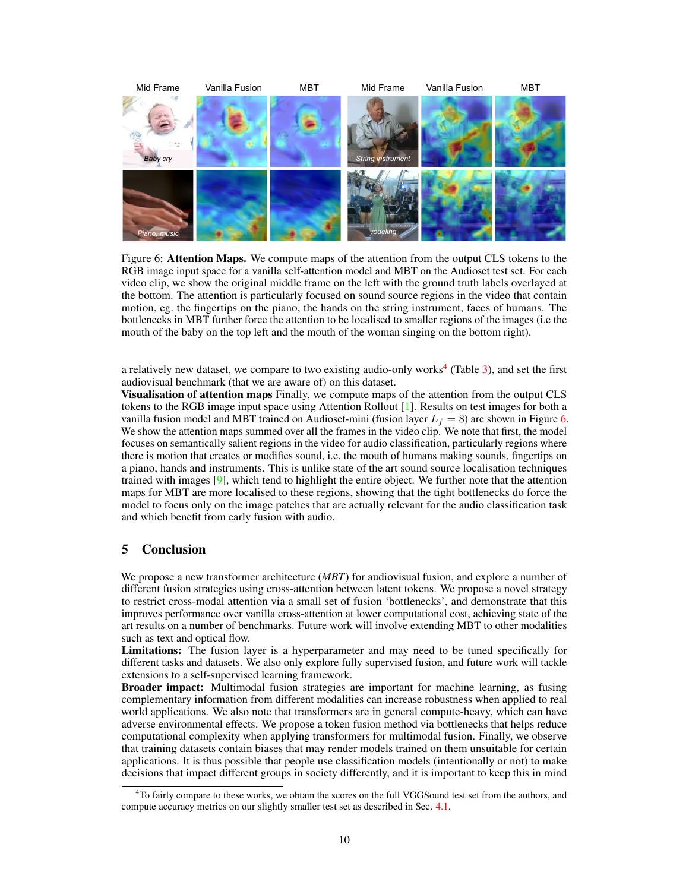Mid Frame
Vanilla Fusion
MBT
Mid Frame
Vanilla Fusion
MBT
Baby cry
String instrument
Piano, music
yodeling

Figure 6: **Attention Maps.** We compute maps of the attention from the output CLS tokens to the RGB image input space for a vanilla self-attention model and MBT on the Audioset test set. For each video clip, we show the original middle frame on the left with the ground truth labels overlayed at the bottom. The attention is particularly focused on sound source regions in the video that contain motion, eg. the fingertips on the piano, the hands on the string instrument, faces of humans. The bottlenecks in MBT further force the attention to be localised to smaller regions of the images (i.e the mouth of the baby on the top left and the mouth of the woman singing on the bottom right).

a relatively new dataset, we compare to two existing audio-only works[4] (Table 3), and set the first audiovisual benchmark (that we are aware of) on this dataset.

**Visualisation of attention maps** Finally, we compute maps of the attention from the output CLS tokens to the RGB image input space using Attention Rollout [1]. Results on test images for both a vanilla fusion model and MBT trained on Audioset-mini (fusion layer $L_f = 8$) are shown in Figure 6. We show the attention maps summed over all the frames in the video clip. We note that first, the model focuses on semantically salient regions in the video for audio classification, particularly regions where there is motion that creates or modifies sound, i.e. the mouth of humans making sounds, fingertips on a piano, hands and instruments. This is unlike state of the art sound source localisation techniques trained with images [9], which tend to highlight the entire object. We further note that the attention maps for MBT are more localised to these regions, showing that the tight bottlenecks do force the model to focus only on the image patches that are actually relevant for the audio classification task and which benefit from early fusion with audio.

## 5 Conclusion

We propose a new transformer architecture (*MBT*) for audiovisual fusion, and explore a number of different fusion strategies using cross-attention between latent tokens. We propose a novel strategy to restrict cross-modal attention via a small set of fusion 'bottlenecks', and demonstrate that this improves performance over vanilla cross-attention at lower computational cost, achieving state of the art results on a number of benchmarks. Future work will involve extending MBT to other modalities such as text and optical flow.

**Limitations:** The fusion layer is a hyperparameter and may need to be tuned specifically for different tasks and datasets. We also only explore fully supervised fusion, and future work will tackle extensions to a self-supervised learning framework.

**Broader impact:** Multimodal fusion strategies are important for machine learning, as fusing complementary information from different modalities can increase robustness when applied to real world applications. We also note that transformers are in general compute-heavy, which can have adverse environmental effects. We propose a token fusion method via bottlenecks that helps reduce computational complexity when applying transformers for multimodal fusion. Finally, we observe that training datasets contain biases that may render models trained on them unsuitable for certain applications. It is thus possible that people use classification models (intentionally or not) to make decisions that impact different groups in society differently, and it is important to keep this in mind

[4]To fairly compare to these works, we obtain the scores on the full VGGSound test set from the authors, and compute accuracy metrics on our slightly smaller test set as described in Sec. 4.1.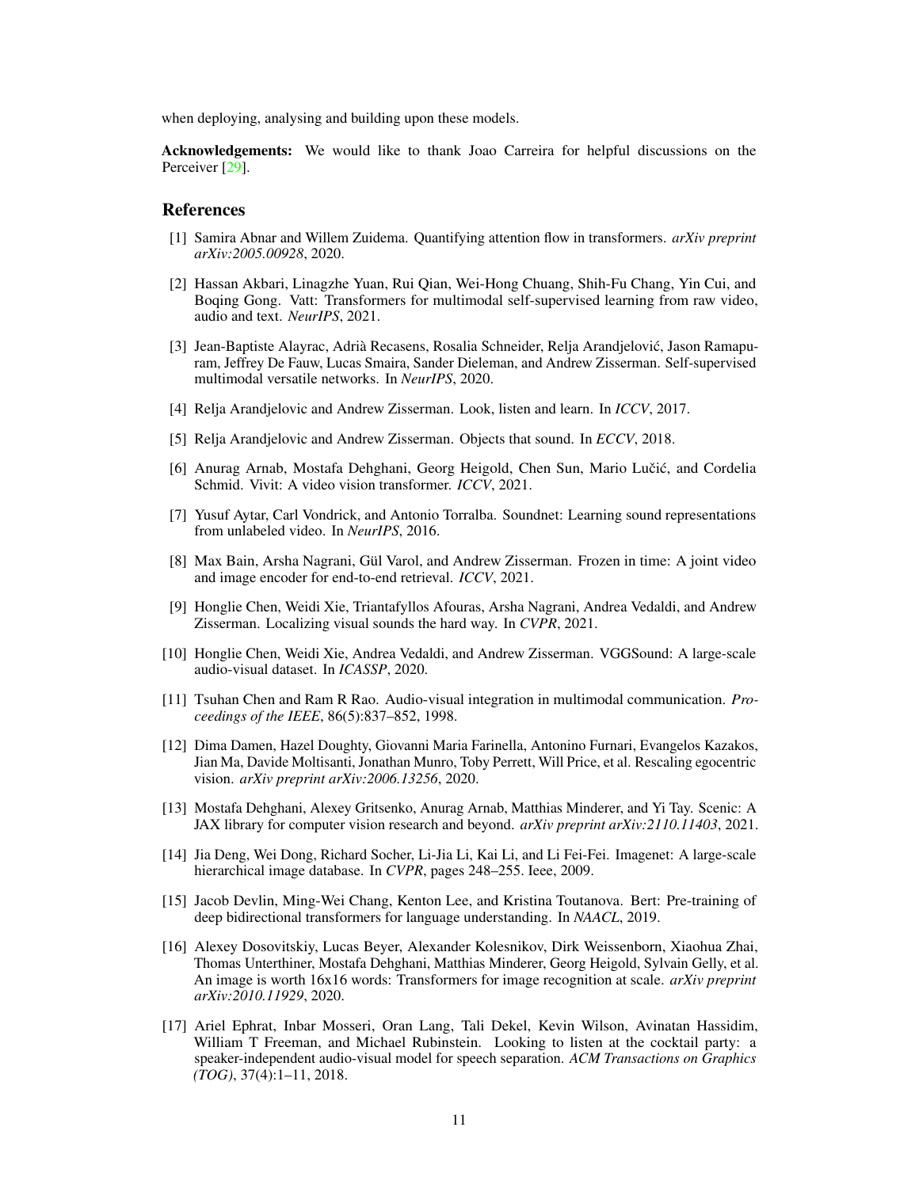when deploying, analysing and building upon these models.

**Acknowledgements:** We would like to thank Joao Carreira for helpful discussions on the Perceiver [29].

## References

[1] Samira Abnar and Willem Zuidema. Quantifying attention flow in transformers. *arXiv preprint arXiv:2005.00928*, 2020.

[2] Hassan Akbari, Linagzhe Yuan, Rui Qian, Wei-Hong Chuang, Shih-Fu Chang, Yin Cui, and Boqing Gong. Vatt: Transformers for multimodal self-supervised learning from raw video, audio and text. *NeurIPS*, 2021.

[3] Jean-Baptiste Alayrac, Adrià Recasens, Rosalia Schneider, Relja Arandjelović, Jason Ramapuram, Jeffrey De Fauw, Lucas Smaira, Sander Dieleman, and Andrew Zisserman. Self-supervised multimodal versatile networks. In *NeurIPS*, 2020.

[4] Relja Arandjelovic and Andrew Zisserman. Look, listen and learn. In *ICCV*, 2017.

[5] Relja Arandjelovic and Andrew Zisserman. Objects that sound. In *ECCV*, 2018.

[6] Anurag Arnab, Mostafa Dehghani, Georg Heigold, Chen Sun, Mario Lučić, and Cordelia Schmid. Vivit: A video vision transformer. *ICCV*, 2021.

[7] Yusuf Aytar, Carl Vondrick, and Antonio Torralba. Soundnet: Learning sound representations from unlabeled video. In *NeurIPS*, 2016.

[8] Max Bain, Arsha Nagrani, Gül Varol, and Andrew Zisserman. Frozen in time: A joint video and image encoder for end-to-end retrieval. *ICCV*, 2021.

[9] Honglie Chen, Weidi Xie, Triantafyllos Afouras, Arsha Nagrani, Andrea Vedaldi, and Andrew Zisserman. Localizing visual sounds the hard way. In *CVPR*, 2021.

[10] Honglie Chen, Weidi Xie, Andrea Vedaldi, and Andrew Zisserman. VGGSound: A large-scale audio-visual dataset. In *ICASSP*, 2020.

[11] Tsuhan Chen and Ram R Rao. Audio-visual integration in multimodal communication. *Proceedings of the IEEE*, 86(5):837–852, 1998.

[12] Dima Damen, Hazel Doughty, Giovanni Maria Farinella, Antonino Furnari, Evangelos Kazakos, Jian Ma, Davide Moltisanti, Jonathan Munro, Toby Perrett, Will Price, et al. Rescaling egocentric vision. *arXiv preprint arXiv:2006.13256*, 2020.

[13] Mostafa Dehghani, Alexey Gritsenko, Anurag Arnab, Matthias Minderer, and Yi Tay. Scenic: A JAX library for computer vision research and beyond. *arXiv preprint arXiv:2110.11403*, 2021.

[14] Jia Deng, Wei Dong, Richard Socher, Li-Jia Li, Kai Li, and Li Fei-Fei. Imagenet: A large-scale hierarchical image database. In *CVPR*, pages 248–255. Ieee, 2009.

[15] Jacob Devlin, Ming-Wei Chang, Kenton Lee, and Kristina Toutanova. Bert: Pre-training of deep bidirectional transformers for language understanding. In *NAACL*, 2019.

[16] Alexey Dosovitskiy, Lucas Beyer, Alexander Kolesnikov, Dirk Weissenborn, Xiaohua Zhai, Thomas Unterthiner, Mostafa Dehghani, Matthias Minderer, Georg Heigold, Sylvain Gelly, et al. An image is worth 16x16 words: Transformers for image recognition at scale. *arXiv preprint arXiv:2010.11929*, 2020.

[17] Ariel Ephrat, Inbar Mosseri, Oran Lang, Tali Dekel, Kevin Wilson, Avinatan Hassidim, William T Freeman, and Michael Rubinstein. Looking to listen at the cocktail party: a speaker-independent audio-visual model for speech separation. *ACM Transactions on Graphics (TOG)*, 37(4):1–11, 2018.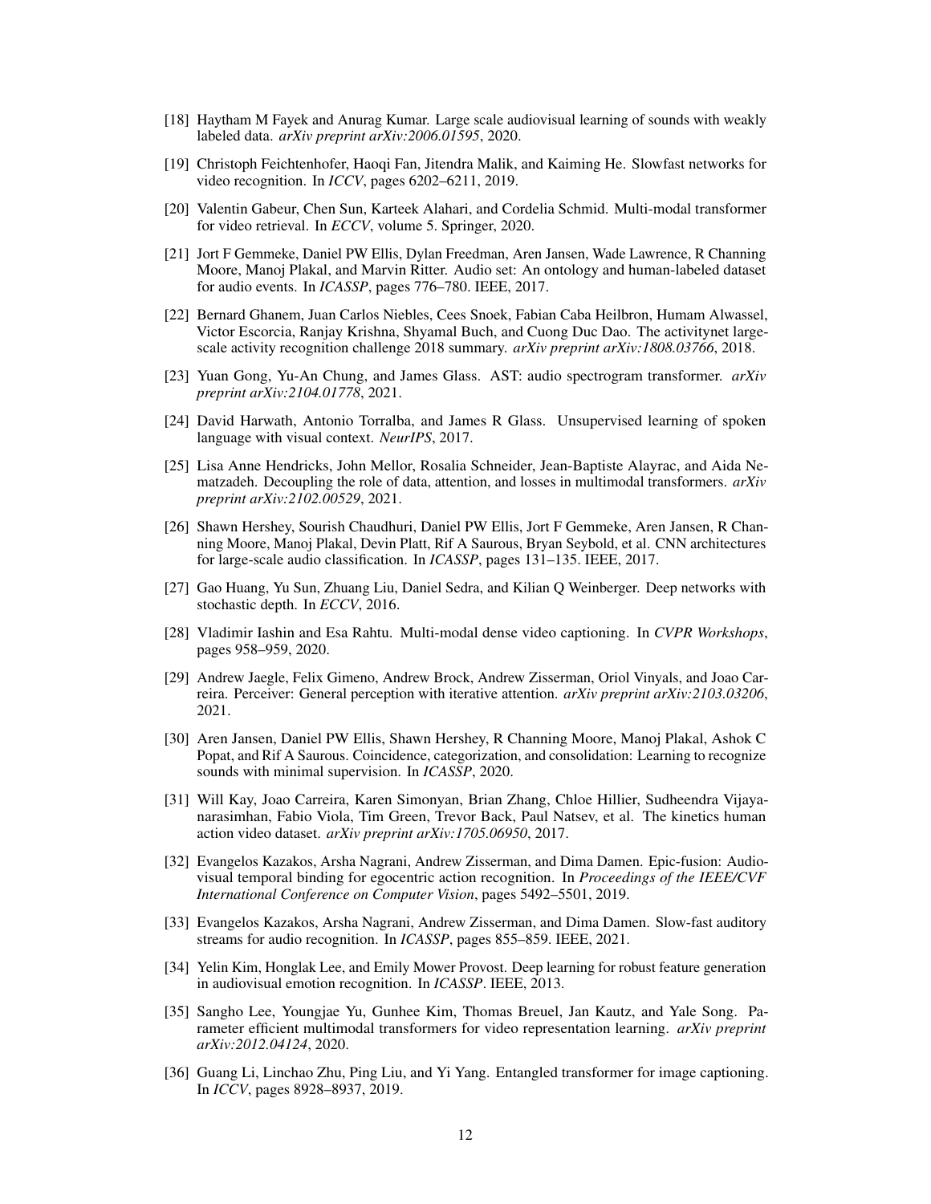[18] Haytham M Fayek and Anurag Kumar. Large scale audiovisual learning of sounds with weakly labeled data. *arXiv preprint arXiv:2006.01595*, 2020.

[19] Christoph Feichtenhofer, Haoqi Fan, Jitendra Malik, and Kaiming He. Slowfast networks for video recognition. In *ICCV*, pages 6202–6211, 2019.

[20] Valentin Gabeur, Chen Sun, Karteek Alahari, and Cordelia Schmid. Multi-modal transformer for video retrieval. In *ECCV*, volume 5. Springer, 2020.

[21] Jort F Gemmeke, Daniel PW Ellis, Dylan Freedman, Aren Jansen, Wade Lawrence, R Channing Moore, Manoj Plakal, and Marvin Ritter. Audio set: An ontology and human-labeled dataset for audio events. In *ICASSP*, pages 776–780. IEEE, 2017.

[22] Bernard Ghanem, Juan Carlos Niebles, Cees Snoek, Fabian Caba Heilbron, Humam Alwassel, Victor Escorcia, Ranjay Krishna, Shyamal Buch, and Cuong Duc Dao. The activitynet large-scale activity recognition challenge 2018 summary. *arXiv preprint arXiv:1808.03766*, 2018.

[23] Yuan Gong, Yu-An Chung, and James Glass. AST: audio spectrogram transformer. *arXiv preprint arXiv:2104.01778*, 2021.

[24] David Harwath, Antonio Torralba, and James R Glass. Unsupervised learning of spoken language with visual context. *NeurIPS*, 2017.

[25] Lisa Anne Hendricks, John Mellor, Rosalia Schneider, Jean-Baptiste Alayrac, and Aida Nematzadeh. Decoupling the role of data, attention, and losses in multimodal transformers. *arXiv preprint arXiv:2102.00529*, 2021.

[26] Shawn Hershey, Sourish Chaudhuri, Daniel PW Ellis, Jort F Gemmeke, Aren Jansen, R Channing Moore, Manoj Plakal, Devin Platt, Rif A Saurous, Bryan Seybold, et al. CNN architectures for large-scale audio classification. In *ICASSP*, pages 131–135. IEEE, 2017.

[27] Gao Huang, Yu Sun, Zhuang Liu, Daniel Sedra, and Kilian Q Weinberger. Deep networks with stochastic depth. In *ECCV*, 2016.

[28] Vladimir Iashin and Esa Rahtu. Multi-modal dense video captioning. In *CVPR Workshops*, pages 958–959, 2020.

[29] Andrew Jaegle, Felix Gimeno, Andrew Brock, Andrew Zisserman, Oriol Vinyals, and Joao Carreira. Perceiver: General perception with iterative attention. *arXiv preprint arXiv:2103.03206*, 2021.

[30] Aren Jansen, Daniel PW Ellis, Shawn Hershey, R Channing Moore, Manoj Plakal, Ashok C Popat, and Rif A Saurous. Coincidence, categorization, and consolidation: Learning to recognize sounds with minimal supervision. In *ICASSP*, 2020.

[31] Will Kay, Joao Carreira, Karen Simonyan, Brian Zhang, Chloe Hillier, Sudheendra Vijayanarasimhan, Fabio Viola, Tim Green, Trevor Back, Paul Natsev, et al. The kinetics human action video dataset. *arXiv preprint arXiv:1705.06950*, 2017.

[32] Evangelos Kazakos, Arsha Nagrani, Andrew Zisserman, and Dima Damen. Epic-fusion: Audio-visual temporal binding for egocentric action recognition. In *Proceedings of the IEEE/CVF International Conference on Computer Vision*, pages 5492–5501, 2019.

[33] Evangelos Kazakos, Arsha Nagrani, Andrew Zisserman, and Dima Damen. Slow-fast auditory streams for audio recognition. In *ICASSP*, pages 855–859. IEEE, 2021.

[34] Yelin Kim, Honglak Lee, and Emily Mower Provost. Deep learning for robust feature generation in audiovisual emotion recognition. In *ICASSP*. IEEE, 2013.

[35] Sangho Lee, Youngjae Yu, Gunhee Kim, Thomas Breuel, Jan Kautz, and Yale Song. Parameter efficient multimodal transformers for video representation learning. *arXiv preprint arXiv:2012.04124*, 2020.

[36] Guang Li, Linchao Zhu, Ping Liu, and Yi Yang. Entangled transformer for image captioning. In *ICCV*, pages 8928–8937, 2019.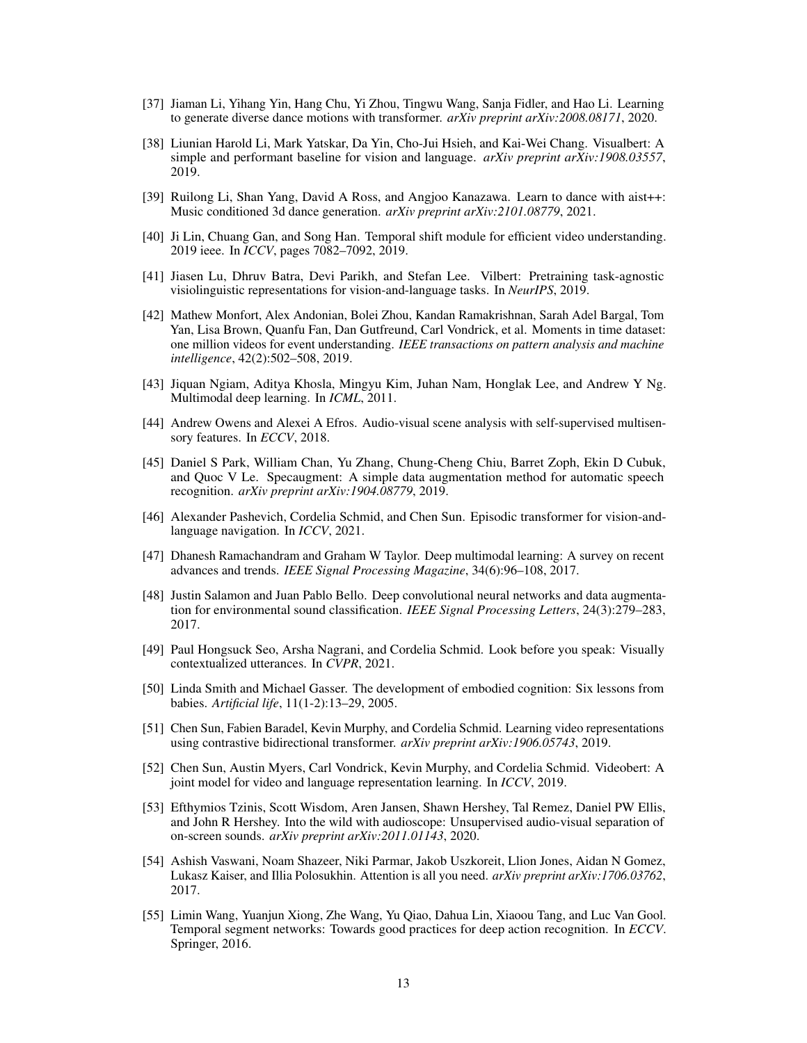[37] Jiaman Li, Yihang Yin, Hang Chu, Yi Zhou, Tingwu Wang, Sanja Fidler, and Hao Li. Learning to generate diverse dance motions with transformer. *arXiv preprint arXiv:2008.08171*, 2020.

[38] Liunian Harold Li, Mark Yatskar, Da Yin, Cho-Jui Hsieh, and Kai-Wei Chang. Visualbert: A simple and performant baseline for vision and language. *arXiv preprint arXiv:1908.03557*, 2019.

[39] Ruilong Li, Shan Yang, David A Ross, and Angjoo Kanazawa. Learn to dance with aist++: Music conditioned 3d dance generation. *arXiv preprint arXiv:2101.08779*, 2021.

[40] Ji Lin, Chuang Gan, and Song Han. Temporal shift module for efficient video understanding. 2019 ieee. In *ICCV*, pages 7082–7092, 2019.

[41] Jiasen Lu, Dhruv Batra, Devi Parikh, and Stefan Lee. Vilbert: Pretraining task-agnostic visiolinguistic representations for vision-and-language tasks. In *NeurIPS*, 2019.

[42] Mathew Monfort, Alex Andonian, Bolei Zhou, Kandan Ramakrishnan, Sarah Adel Bargal, Tom Yan, Lisa Brown, Quanfu Fan, Dan Gutfreund, Carl Vondrick, et al. Moments in time dataset: one million videos for event understanding. *IEEE transactions on pattern analysis and machine intelligence*, 42(2):502–508, 2019.

[43] Jiquan Ngiam, Aditya Khosla, Mingyu Kim, Juhan Nam, Honglak Lee, and Andrew Y Ng. Multimodal deep learning. In *ICML*, 2011.

[44] Andrew Owens and Alexei A Efros. Audio-visual scene analysis with self-supervised multisensory features. In *ECCV*, 2018.

[45] Daniel S Park, William Chan, Yu Zhang, Chung-Cheng Chiu, Barret Zoph, Ekin D Cubuk, and Quoc V Le. Specaugment: A simple data augmentation method for automatic speech recognition. *arXiv preprint arXiv:1904.08779*, 2019.

[46] Alexander Pashevich, Cordelia Schmid, and Chen Sun. Episodic transformer for vision-and-language navigation. In *ICCV*, 2021.

[47] Dhanesh Ramachandram and Graham W Taylor. Deep multimodal learning: A survey on recent advances and trends. *IEEE Signal Processing Magazine*, 34(6):96–108, 2017.

[48] Justin Salamon and Juan Pablo Bello. Deep convolutional neural networks and data augmentation for environmental sound classification. *IEEE Signal Processing Letters*, 24(3):279–283, 2017.

[49] Paul Hongsuck Seo, Arsha Nagrani, and Cordelia Schmid. Look before you speak: Visually contextualized utterances. In *CVPR*, 2021.

[50] Linda Smith and Michael Gasser. The development of embodied cognition: Six lessons from babies. *Artificial life*, 11(1-2):13–29, 2005.

[51] Chen Sun, Fabien Baradel, Kevin Murphy, and Cordelia Schmid. Learning video representations using contrastive bidirectional transformer. *arXiv preprint arXiv:1906.05743*, 2019.

[52] Chen Sun, Austin Myers, Carl Vondrick, Kevin Murphy, and Cordelia Schmid. Videobert: A joint model for video and language representation learning. In *ICCV*, 2019.

[53] Efthymios Tzinis, Scott Wisdom, Aren Jansen, Shawn Hershey, Tal Remez, Daniel PW Ellis, and John R Hershey. Into the wild with audioscope: Unsupervised audio-visual separation of on-screen sounds. *arXiv preprint arXiv:2011.01143*, 2020.

[54] Ashish Vaswani, Noam Shazeer, Niki Parmar, Jakob Uszkoreit, Llion Jones, Aidan N Gomez, Lukasz Kaiser, and Illia Polosukhin. Attention is all you need. *arXiv preprint arXiv:1706.03762*, 2017.

[55] Limin Wang, Yuanjun Xiong, Zhe Wang, Yu Qiao, Dahua Lin, Xiaoou Tang, and Luc Van Gool. Temporal segment networks: Towards good practices for deep action recognition. In *ECCV*. Springer, 2016.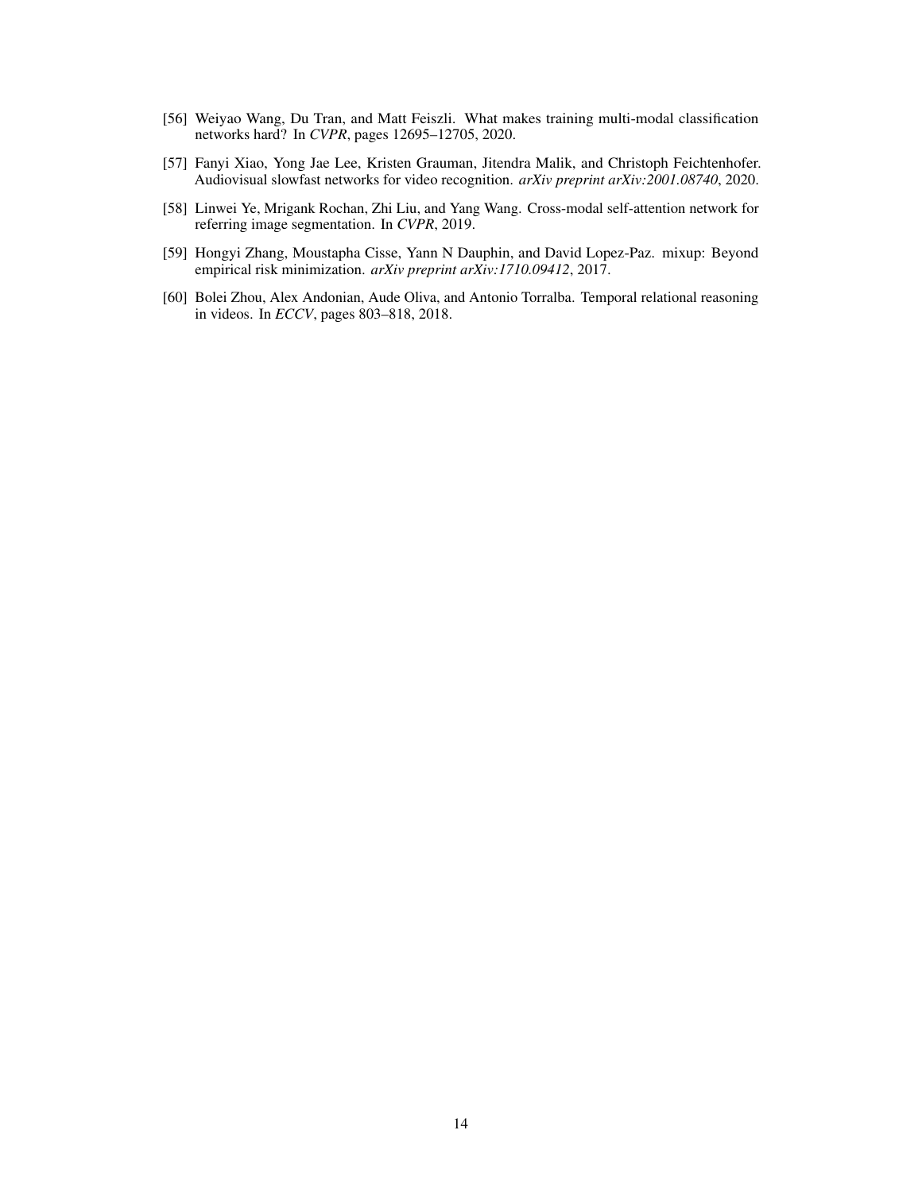[56] Weiyao Wang, Du Tran, and Matt Feiszli. What makes training multi-modal classification networks hard? In *CVPR*, pages 12695–12705, 2020.

[57] Fanyi Xiao, Yong Jae Lee, Kristen Grauman, Jitendra Malik, and Christoph Feichtenhofer. Audiovisual slowfast networks for video recognition. *arXiv preprint arXiv:2001.08740*, 2020.

[58] Linwei Ye, Mrigank Rochan, Zhi Liu, and Yang Wang. Cross-modal self-attention network for referring image segmentation. In *CVPR*, 2019.

[59] Hongyi Zhang, Moustapha Cisse, Yann N Dauphin, and David Lopez-Paz. mixup: Beyond empirical risk minimization. *arXiv preprint arXiv:1710.09412*, 2017.

[60] Bolei Zhou, Alex Andonian, Aude Oliva, and Antonio Torralba. Temporal relational reasoning in videos. In *ECCV*, pages 803–818, 2018.